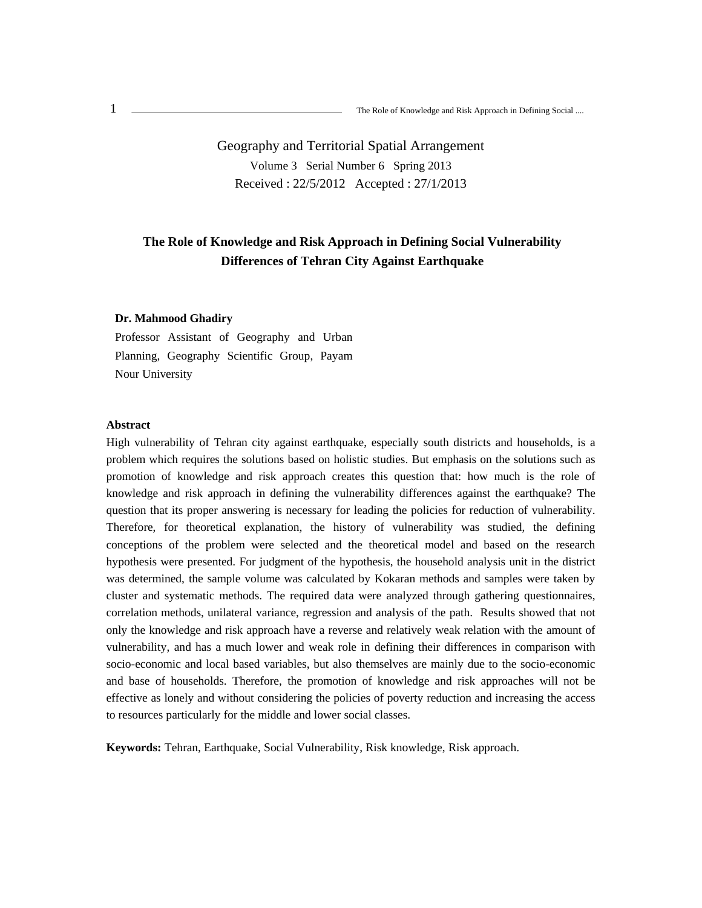Geography and Territorial Spatial Arrangement

Volume 3 Serial Number 6 Spring 2013

Received : 22/5/2012 Accepted : 27/1/2013

# The Role of Knowledge and Risk Approach in Defining Social Vulnerability Differences of Tehran City Against Earthquake

**Dr. Mahmood Ghadiry**

Professor Assistant of Geography and Urban Planning, Geography Scientific Group, Payam Nour University

## Abstract

High vulnerability of Tehran city against earthquake, especially south districts and households, is a problem which requires the solutions based on holistic studies. But emphasis on the solutions such as promotion of knowledge and risk approach creates this question that: how much is the role of knowledge and risk approach in defining the vulnerability differences against the earthquake? The question that its proper answering is necessary for leading the policies for reduction of vulnerability. Therefore, for theoretical explanation, the history of vulnerability was studied, the defining conceptions of the problem were selected and the theoretical model and based on the research hypothesis were presented. For judgment of the hypothesis, the household analysis unit in the district was determined, the sample volume was calculated by Kokaran methods and samples were taken by cluster and systematic methods. The required data were analyzed through gathering questionnaires, correlation methods, unilateral variance, regression and analysis of the path. Results showed that not only the knowledge and risk approach have a reverse and relatively weak relation with the amount of vulnerability, and has a much lower and weak role in defining their differences in comparison with socio-economic and local based variables, but also themselves are mainly due to the socio-economic and base of households. Therefore, the promotion of knowledge and risk approaches will not be effective as lonely and without considering the policies of poverty reduction and increasing the access to resources particularly for the middle and lower social classes.

**Keywords:** Tehran, Earthquake, Social Vulnerability, Risk knowledge, Risk approach.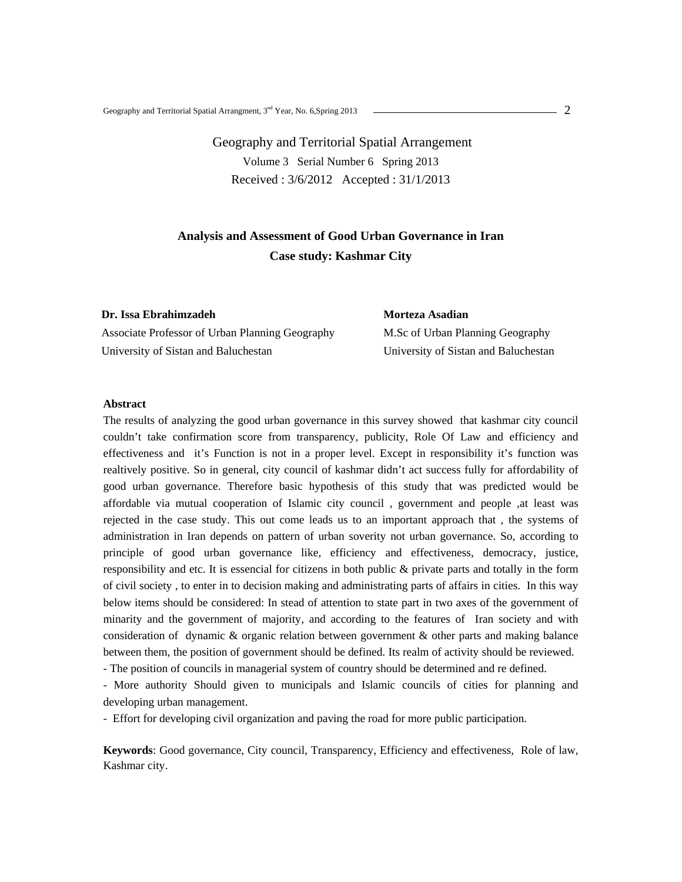Geography and Territorial Spatial Arrangement
Volume 3 Serial Number 6 Spring 2013
Received : 3/6/2012 Accepted : 31/1/2013

# Analysis and Assessment of Good Urban Governance in Iran
## Case study: Kashmar City

**Dr. Issa Ebrahimzadeh**
Associate Professor of Urban Planning Geography
University of Sistan and Baluchestan

**Morteza Asadian**
M.Sc of Urban Planning Geography
University of Sistan and Baluchestan

**Abstract**

The results of analyzing the good urban governance in this survey showed that kashmar city council couldn't take confirmation score from transparency, publicity, Role Of Law and efficiency and effectiveness and it's Function is not in a proper level. Except in responsibility it's function was realtively positive. So in general, city council of kashmar didn't act success fully for affordability of good urban governance. Therefore basic hypothesis of this study that was predicted would be affordable via mutual cooperation of Islamic city council , government and people ,at least was rejected in the case study. This out come leads us to an important approach that , the systems of administration in Iran depends on pattern of urban soverity not urban governance. So, according to principle of good urban governance like, efficiency and effectiveness, democracy, justice, responsibility and etc. It is essencial for citizens in both public & private parts and totally in the form of civil society , to enter in to decision making and administrating parts of affairs in cities. In this way below items should be considered: In stead of attention to state part in two axes of the government of minarity and the government of majority, and according to the features of Iran society and with consideration of dynamic & organic relation between government & other parts and making balance between them, the position of government should be defined. Its realm of activity should be reviewed.

- The position of councils in managerial system of country should be determined and re defined.
- More authority Should given to municipals and Islamic councils of cities for planning and developing urban management.
- Effort for developing civil organization and paving the road for more public participation.

**Keywords**: Good governance, City council, Transparency, Efficiency and effectiveness, Role of law, Kashmar city.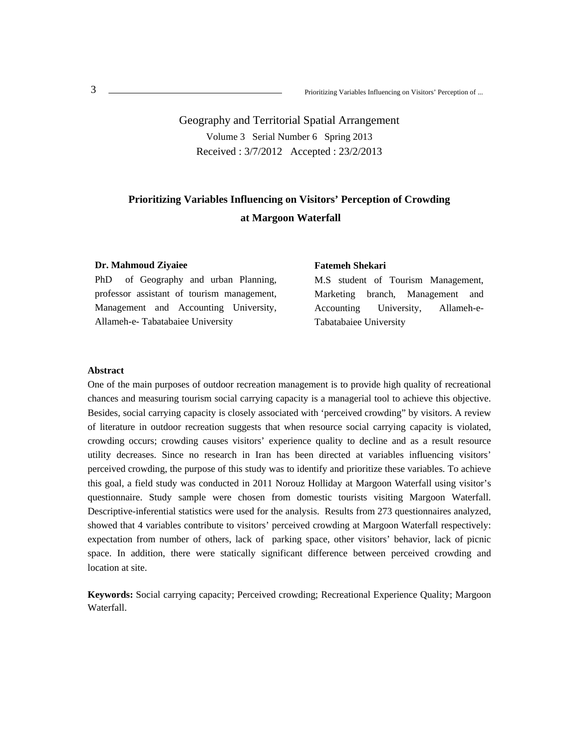Geography and Territorial Spatial Arrangement

Volume 3 Serial Number 6 Spring 2013

Received : 3/7/2012 Accepted : 23/2/2013

# Prioritizing Variables Influencing on Visitors' Perception of Crowding at Margoon Waterfall

**Dr. Mahmoud Ziyaiee**

PhD of Geography and urban Planning, professor assistant of tourism management, Management and Accounting University, Allameh-e- Tabatabaiee University

**Fatemeh Shekari**

M.S student of Tourism Management, Marketing branch, Management and Accounting University, Allameh-e-Tabatabaiee University

**Abstract**

One of the main purposes of outdoor recreation management is to provide high quality of recreational chances and measuring tourism social carrying capacity is a managerial tool to achieve this objective. Besides, social carrying capacity is closely associated with 'perceived crowding" by visitors. A review of literature in outdoor recreation suggests that when resource social carrying capacity is violated, crowding occurs; crowding causes visitors' experience quality to decline and as a result resource utility decreases. Since no research in Iran has been directed at variables influencing visitors' perceived crowding, the purpose of this study was to identify and prioritize these variables. To achieve this goal, a field study was conducted in 2011 Norouz Holliday at Margoon Waterfall using visitor's questionnaire. Study sample were chosen from domestic tourists visiting Margoon Waterfall. Descriptive-inferential statistics were used for the analysis. Results from 273 questionnaires analyzed, showed that 4 variables contribute to visitors' perceived crowding at Margoon Waterfall respectively: expectation from number of others, lack of parking space, other visitors' behavior, lack of picnic space. In addition, there were statically significant difference between perceived crowding and location at site.

**Keywords:** Social carrying capacity; Perceived crowding; Recreational Experience Quality; Margoon Waterfall.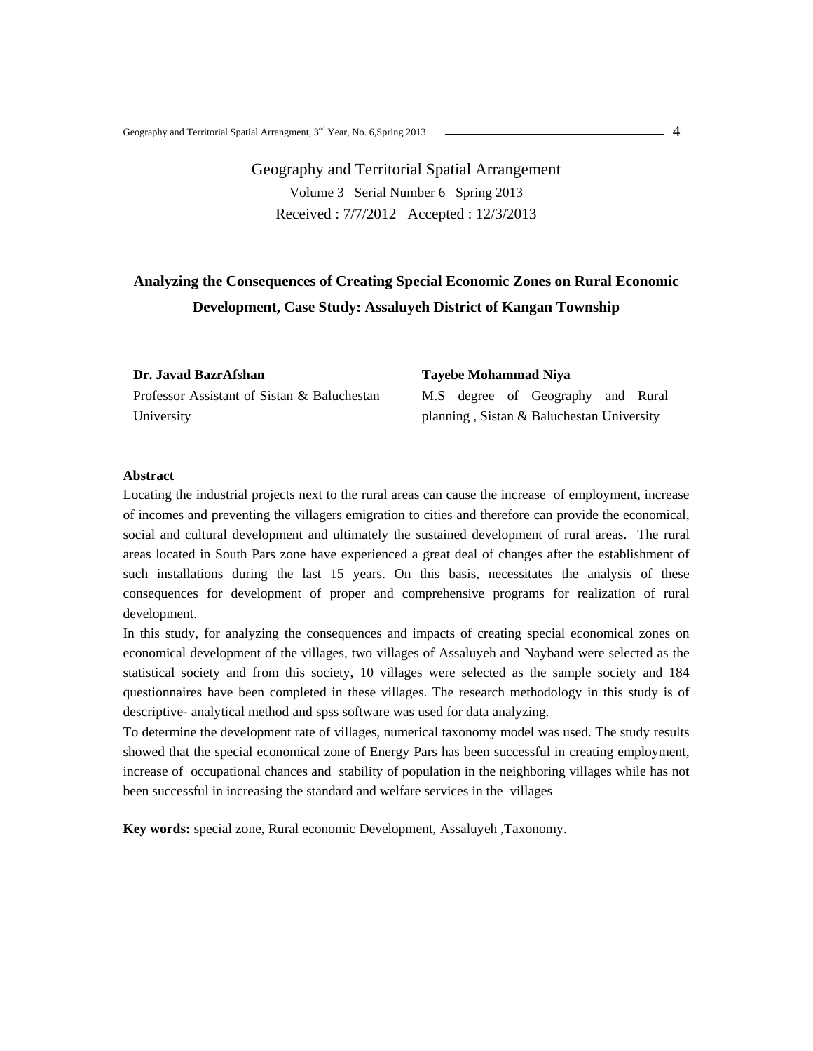Geography and Territorial Spatial Arrangement

Volume 3 Serial Number 6 Spring 2013

Received : 7/7/2012 Accepted : 12/3/2013

# Analyzing the Consequences of Creating Special Economic Zones on Rural Economic Development, Case Study: Assaluyeh District of Kangan Township

**Dr. Javad BazrAfshan**
Professor Assistant of Sistan & Baluchestan University

**Tayebe Mohammad Niya**
M.S degree of Geography and Rural planning , Sistan & Baluchestan University

## Abstract

Locating the industrial projects next to the rural areas can cause the increase of employment, increase of incomes and preventing the villagers emigration to cities and therefore can provide the economical, social and cultural development and ultimately the sustained development of rural areas. The rural areas located in South Pars zone have experienced a great deal of changes after the establishment of such installations during the last 15 years. On this basis, necessitates the analysis of these consequences for development of proper and comprehensive programs for realization of rural development.

In this study, for analyzing the consequences and impacts of creating special economical zones on economical development of the villages, two villages of Assaluyeh and Nayband were selected as the statistical society and from this society, 10 villages were selected as the sample society and 184 questionnaires have been completed in these villages. The research methodology in this study is of descriptive- analytical method and spss software was used for data analyzing.

To determine the development rate of villages, numerical taxonomy model was used. The study results showed that the special economical zone of Energy Pars has been successful in creating employment, increase of occupational chances and stability of population in the neighboring villages while has not been successful in increasing the standard and welfare services in the villages

**Key words:** special zone, Rural economic Development, Assaluyeh ,Taxonomy.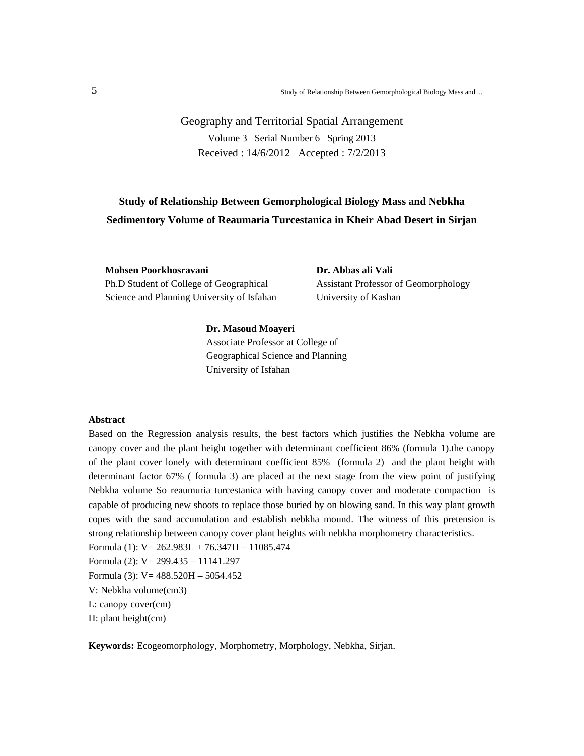Geography and Territorial Spatial Arrangement
Volume 3 Serial Number 6 Spring 2013
Received : 14/6/2012 Accepted : 7/2/2013

# Study of Relationship Between Gemorphological Biology Mass and Nebkha Sedimentory Volume of Reaumaria Turcestanica in Kheir Abad Desert in Sirjan

**Mohsen Poorkhosravani**
Ph.D Student of College of Geographical Science and Planning University of Isfahan

**Dr. Abbas ali Vali**
Assistant Professor of Geomorphology University of Kashan

**Dr. Masoud Moayeri**
Associate Professor at College of Geographical Science and Planning University of Isfahan

**Abstract**

Based on the Regression analysis results, the best factors which justifies the Nebkha volume are canopy cover and the plant height together with determinant coefficient 86% (formula 1).the canopy of the plant cover lonely with determinant coefficient 85% (formula 2) and the plant height with determinant factor 67% ( formula 3) are placed at the next stage from the view point of justifying Nebkha volume So reaumuria turcestanica with having canopy cover and moderate compaction is capable of producing new shoots to replace those buried by on blowing sand. In this way plant growth copes with the sand accumulation and establish nebkha mound. The witness of this pretension is strong relationship between canopy cover plant heights with nebkha morphometry characteristics.

Formula (1): $V = 262.983L + 76.347H – 11085.474$

Formula (2): $V = 299.435 – 11141.297$

Formula (3): $V = 488.520H – 5054.452$

V: Nebkha volume($cm^3$)

L: canopy cover(cm)

H: plant height(cm)

**Keywords:** Ecogeomorphology, Morphometry, Morphology, Nebkha, Sirjan.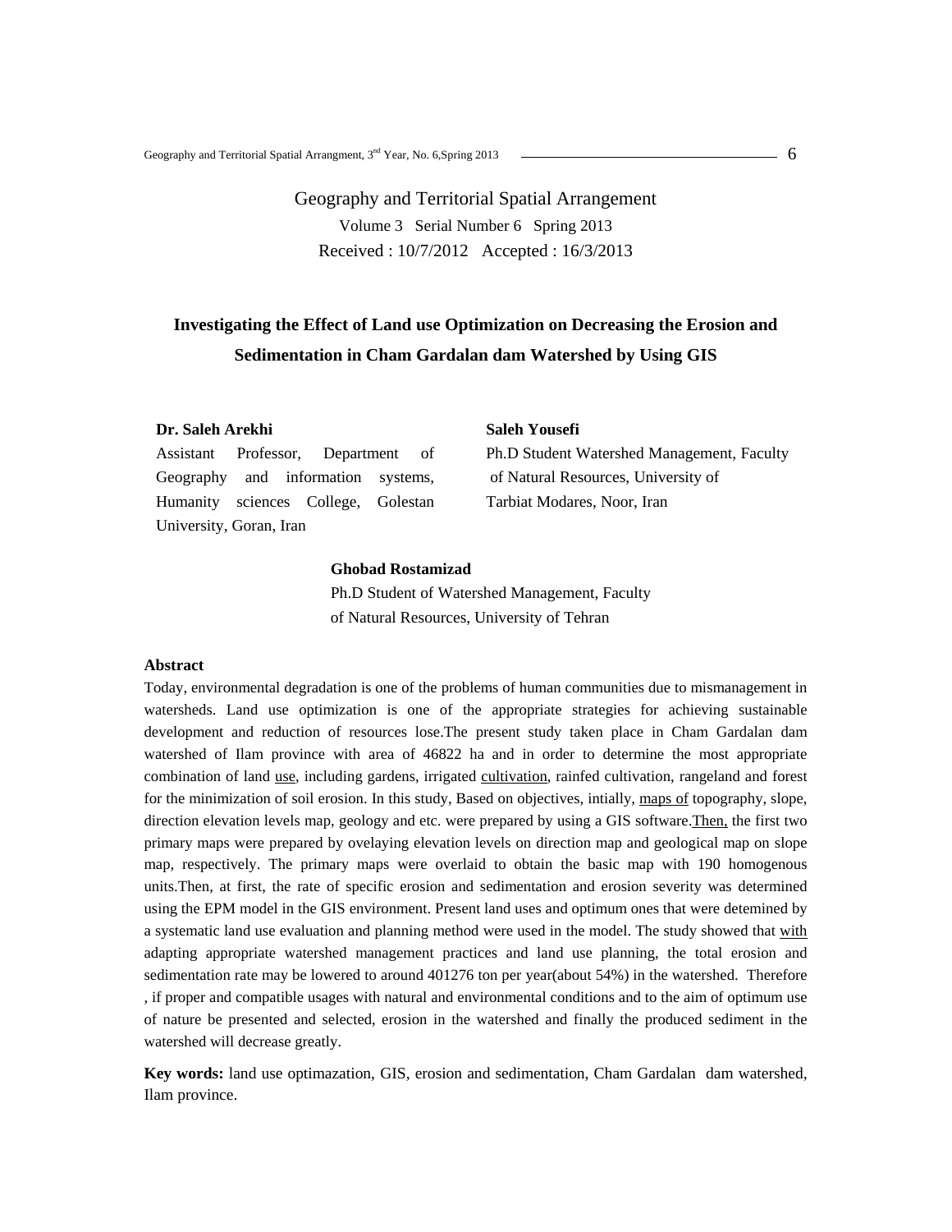Geography and Territorial Spatial Arrangement

Volume 3 Serial Number 6 Spring 2013

Received : 10/7/2012 Accepted : 16/3/2013

# Investigating the Effect of Land use Optimization on Decreasing the Erosion and Sedimentation in Cham Gardalan dam Watershed by Using GIS

**Dr. Saleh Arekhi**
Assistant Professor, Department of Geography and information systems, Humanity sciences College, Golestan University, Goran, Iran

**Saleh Yousefi**
Ph.D Student Watershed Management, Faculty of Natural Resources, University of Tarbiat Modares, Noor, Iran

**Ghobad Rostamizad**
Ph.D Student of Watershed Management, Faculty of Natural Resources, University of Tehran

## Abstract

Today, environmental degradation is one of the problems of human communities due to mismanagement in watersheds. Land use optimization is one of the appropriate strategies for achieving sustainable development and reduction of resources lose.The present study taken place in Cham Gardalan dam watershed of Ilam province with area of 46822 ha and in order to determine the most appropriate combination of land use, including gardens, irrigated cultivation, rainfed cultivation, rangeland and forest for the minimization of soil erosion. In this study, Based on objectives, intially, maps of topography, slope, direction elevation levels map, geology and etc. were prepared by using a GIS software.Then, the first two primary maps were prepared by ovelaying elevation levels on direction map and geological map on slope map, respectively. The primary maps were overlaid to obtain the basic map with 190 homogenous units.Then, at first, the rate of specific erosion and sedimentation and erosion severity was determined using the EPM model in the GIS environment. Present land uses and optimum ones that were detemined by a systematic land use evaluation and planning method were used in the model. The study showed that with adapting appropriate watershed management practices and land use planning, the total erosion and sedimentation rate may be lowered to around 401276 ton per year(about 54%) in the watershed. Therefore , if proper and compatible usages with natural and environmental conditions and to the aim of optimum use of nature be presented and selected, erosion in the watershed and finally the produced sediment in the watershed will decrease greatly.

**Key words:** land use optimazation, GIS, erosion and sedimentation, Cham Gardalan dam watershed, Ilam province.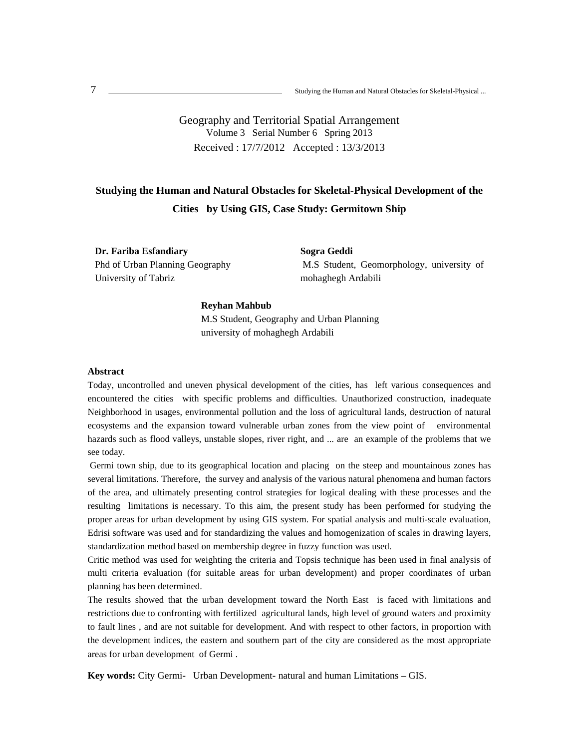Geography and Territorial Spatial Arrangement
Volume 3 Serial Number 6 Spring 2013
Received : 17/7/2012 Accepted : 13/3/2013

# Studying the Human and Natural Obstacles for Skeletal-Physical Development of the Cities by Using GIS, Case Study: Germitown Ship

**Dr. Fariba Esfandiary**
Phd of Urban Planning Geography
University of Tabriz

**Sogra Geddi**
M.S Student, Geomorphology, university of mohaghegh Ardabili

**Reyhan Mahbub**
M.S Student, Geography and Urban Planning
university of mohaghegh Ardabili

## Abstract

Today, uncontrolled and uneven physical development of the cities, has left various consequences and encountered the cities with specific problems and difficulties. Unauthorized construction, inadequate Neighborhood in usages, environmental pollution and the loss of agricultural lands, destruction of natural ecosystems and the expansion toward vulnerable urban zones from the view point of environmental hazards such as flood valleys, unstable slopes, river right, and ... are an example of the problems that we see today.

Germi town ship, due to its geographical location and placing on the steep and mountainous zones has several limitations. Therefore, the survey and analysis of the various natural phenomena and human factors of the area, and ultimately presenting control strategies for logical dealing with these processes and the resulting limitations is necessary. To this aim, the present study has been performed for studying the proper areas for urban development by using GIS system. For spatial analysis and multi-scale evaluation, Edrisi software was used and for standardizing the values and homogenization of scales in drawing layers, standardization method based on membership degree in fuzzy function was used.

Critic method was used for weighting the criteria and Topsis technique has been used in final analysis of multi criteria evaluation (for suitable areas for urban development) and proper coordinates of urban planning has been determined.

The results showed that the urban development toward the North East is faced with limitations and restrictions due to confronting with fertilized agricultural lands, high level of ground waters and proximity to fault lines , and are not suitable for development. And with respect to other factors, in proportion with the development indices, the eastern and southern part of the city are considered as the most appropriate areas for urban development of Germi .

**Key words:** City Germi- Urban Development- natural and human Limitations – GIS.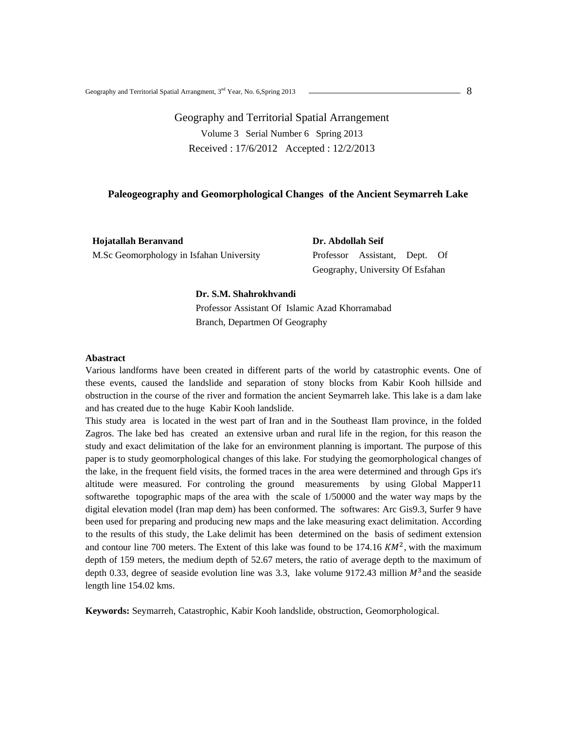Geography and Territorial Spatial Arrangement

Volume 3 Serial Number 6 Spring 2013

Received : 17/6/2012 Accepted : 12/2/2013

# Paleogeography and Geomorphological Changes of the Ancient Seymarreh Lake

**Hojatallah Beranvand**
M.Sc Geomorphology in Isfahan University

**Dr. Abdollah Seif**
Professor Assistant, Dept. Of Geography, University Of Esfahan

**Dr. S.M. Shahrokhvandi**
Professor Assistant Of Islamic Azad Khorramabad Branch, Departmen Of Geography

**Abastract**

Various landforms have been created in different parts of the world by catastrophic events. One of these events, caused the landslide and separation of stony blocks from Kabir Kooh hillside and obstruction in the course of the river and formation the ancient Seymarreh lake. This lake is a dam lake and has created due to the huge Kabir Kooh landslide.

This study area is located in the west part of Iran and in the Southeast Ilam province, in the folded Zagros. The lake bed has created an extensive urban and rural life in the region, for this reason the study and exact delimitation of the lake for an environment planning is important. The purpose of this paper is to study geomorphological changes of this lake. For studying the geomorphological changes of the lake, in the frequent field visits, the formed traces in the area were determined and through Gps it's altitude were measured. For controling the ground measurements by using Global Mapper11 softwarethe topographic maps of the area with the scale of 1/50000 and the water way maps by the digital elevation model (Iran map dem) has been conformed. The softwares: Arc Gis9.3, Surfer 9 have been used for preparing and producing new maps and the lake measuring exact delimitation. According to the results of this study, the Lake delimit has been determined on the basis of sediment extension and contour line 700 meters. The Extent of this lake was found to be 174.16 $KM^2$, with the maximum depth of 159 meters, the medium depth of 52.67 meters, the ratio of average depth to the maximum of depth 0.33, degree of seaside evolution line was 3.3, lake volume 9172.43 million $M^3$ and the seaside length line 154.02 kms.

**Keywords:** Seymarreh, Catastrophic, Kabir Kooh landslide, obstruction, Geomorphological.